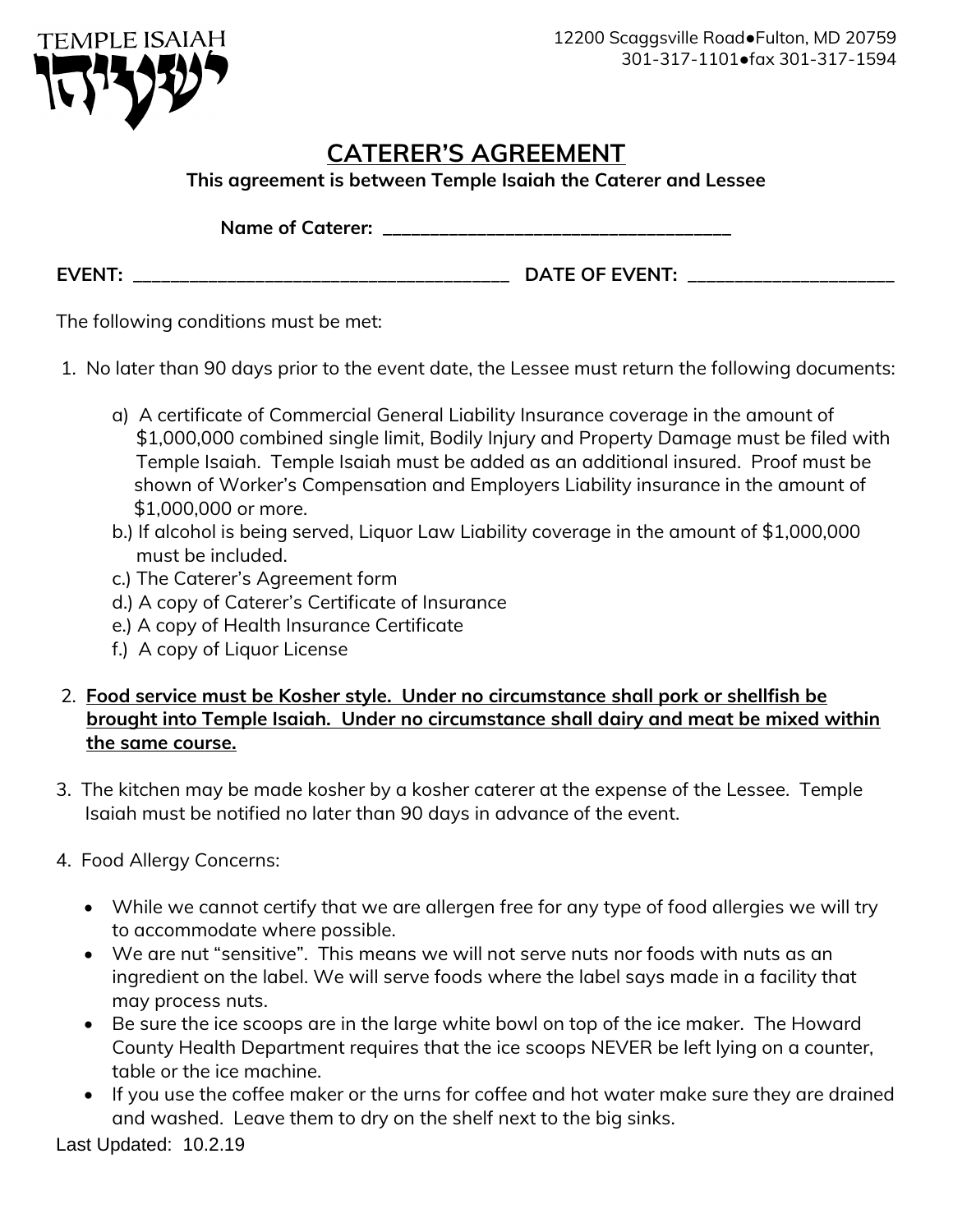TEMPLE ISAIAH ישעיהו

12200 Scaggsville Road●Fulton, MD 20759
301-317-1101●fax 301-317-1594

# CATERER'S AGREEMENT

**This agreement is between Temple Isaiah the Caterer and Lessee**

**Name of Caterer: ___________________________________**

**EVENT: _____________________________________ DATE OF EVENT: ____________________**

The following conditions must be met:

1. No later than 90 days prior to the event date, the Lessee must return the following documents:

   a) A certificate of Commercial General Liability Insurance coverage in the amount of $1,000,000 combined single limit, Bodily Injury and Property Damage must be filed with Temple Isaiah. Temple Isaiah must be added as an additional insured. Proof must be shown of Worker's Compensation and Employers Liability insurance in the amount of $1,000,000 or more.

   b.) If alcohol is being served, Liquor Law Liability coverage in the amount of $1,000,000 must be included.

   c.) The Caterer's Agreement form

   d.) A copy of Caterer's Certificate of Insurance

   e.) A copy of Health Insurance Certificate

   f.) A copy of Liquor License

2. **Food service must be Kosher style. Under no circumstance shall pork or shellfish be brought into Temple Isaiah. Under no circumstance shall dairy and meat be mixed within the same course.**

3. The kitchen may be made kosher by a kosher caterer at the expense of the Lessee. Temple Isaiah must be notified no later than 90 days in advance of the event.

4. Food Allergy Concerns:

   - While we cannot certify that we are allergen free for any type of food allergies we will try to accommodate where possible.
   - We are nut "sensitive". This means we will not serve nuts nor foods with nuts as an ingredient on the label. We will serve foods where the label says made in a facility that may process nuts.
   - Be sure the ice scoops are in the large white bowl on top of the ice maker. The Howard County Health Department requires that the ice scoops NEVER be left lying on a counter, table or the ice machine.
   - If you use the coffee maker or the urns for coffee and hot water make sure they are drained and washed. Leave them to dry on the shelf next to the big sinks.

Last Updated: 10.2.19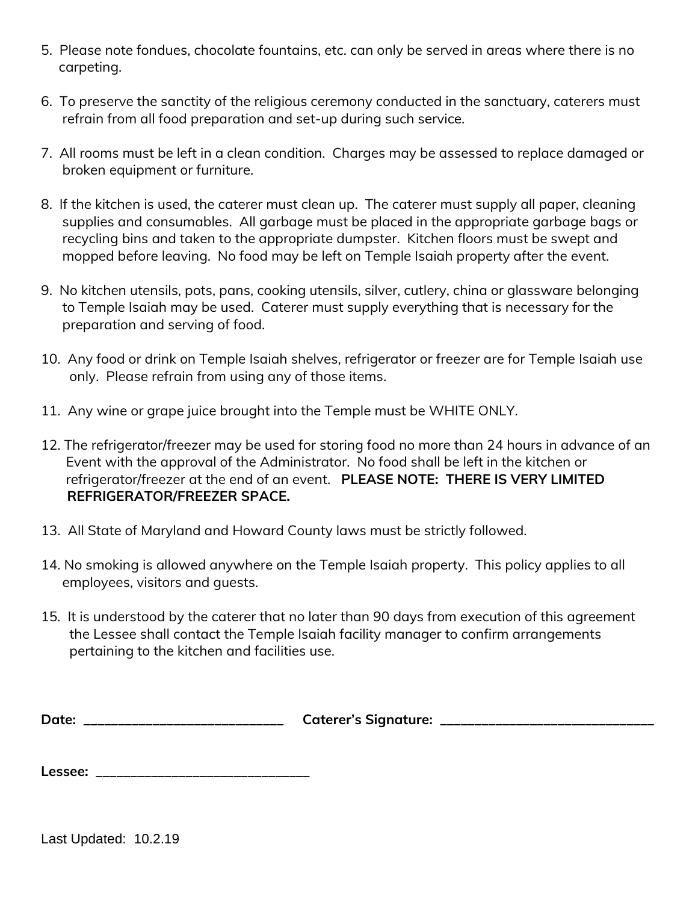5. Please note fondues, chocolate fountains, etc. can only be served in areas where there is no carpeting.

6. To preserve the sanctity of the religious ceremony conducted in the sanctuary, caterers must refrain from all food preparation and set-up during such service.

7. All rooms must be left in a clean condition. Charges may be assessed to replace damaged or broken equipment or furniture.

8. If the kitchen is used, the caterer must clean up. The caterer must supply all paper, cleaning supplies and consumables. All garbage must be placed in the appropriate garbage bags or recycling bins and taken to the appropriate dumpster. Kitchen floors must be swept and mopped before leaving. No food may be left on Temple Isaiah property after the event.

9. No kitchen utensils, pots, pans, cooking utensils, silver, cutlery, china or glassware belonging to Temple Isaiah may be used. Caterer must supply everything that is necessary for the preparation and serving of food.

10. Any food or drink on Temple Isaiah shelves, refrigerator or freezer are for Temple Isaiah use only. Please refrain from using any of those items.

11. Any wine or grape juice brought into the Temple must be WHITE ONLY.

12. The refrigerator/freezer may be used for storing food no more than 24 hours in advance of an Event with the approval of the Administrator. No food shall be left in the kitchen or refrigerator/freezer at the end of an event. **PLEASE NOTE: THERE IS VERY LIMITED REFRIGERATOR/FREEZER SPACE.**

13. All State of Maryland and Howard County laws must be strictly followed.

14. No smoking is allowed anywhere on the Temple Isaiah property. This policy applies to all employees, visitors and guests.

15. It is understood by the caterer that no later than 90 days from execution of this agreement the Lessee shall contact the Temple Isaiah facility manager to confirm arrangements pertaining to the kitchen and facilities use.

**Date:** ____________________________ **Caterer's Signature:** ______________________________

**Lessee:** ______________________________

Last Updated: 10.2.19